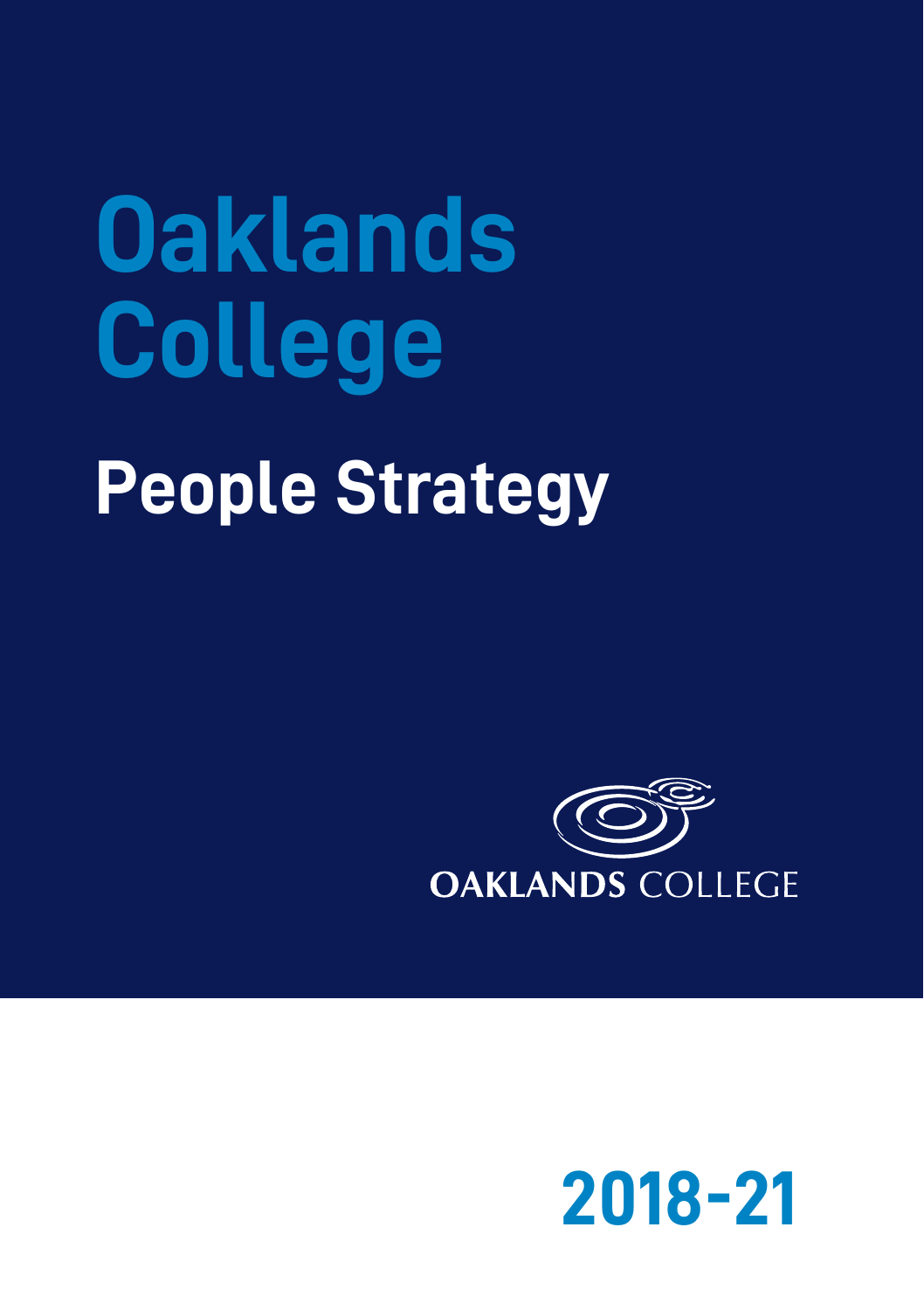# Oaklands College

## People Strategy

OAKLANDS COLLEGE

2018-21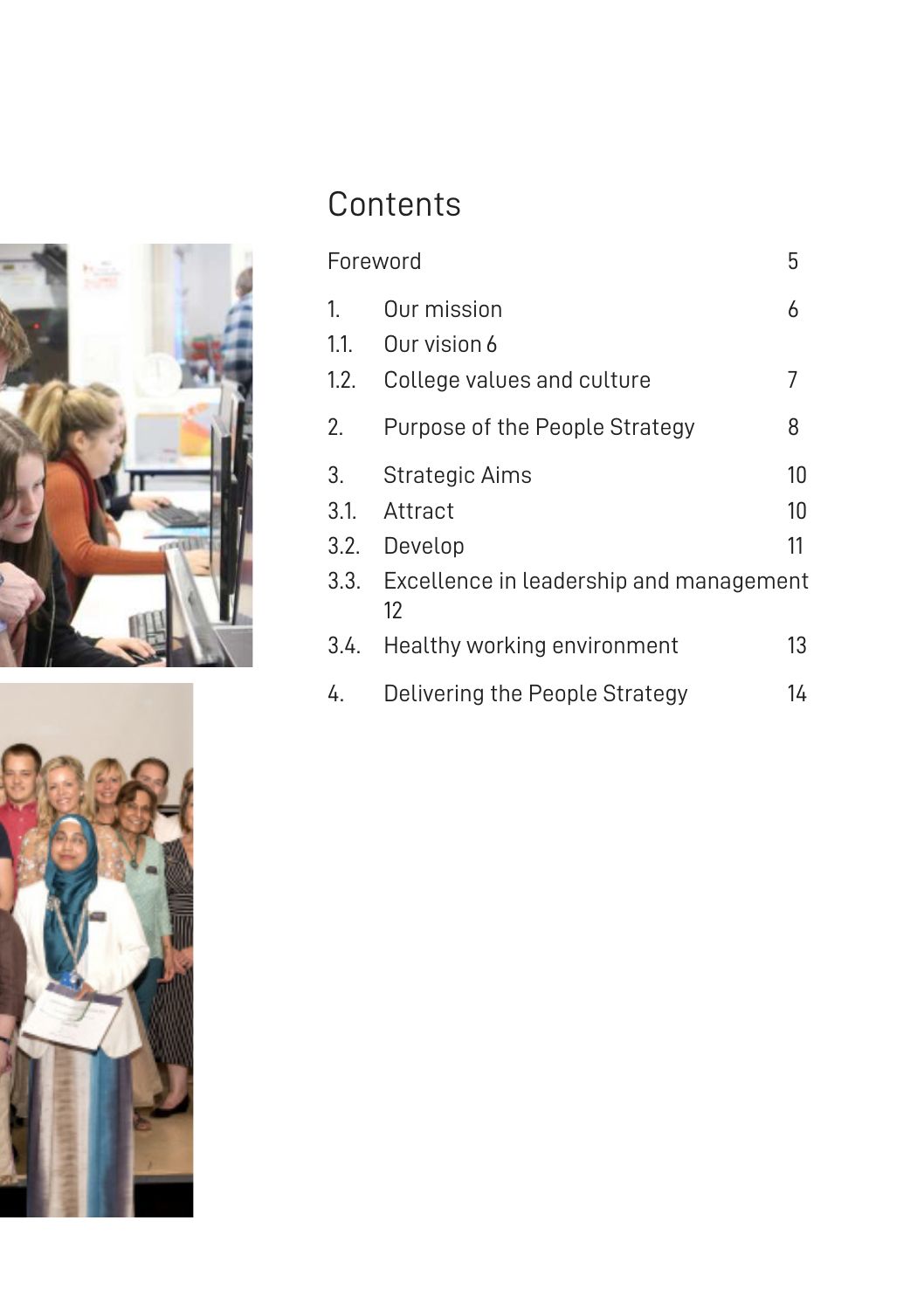# Contents

| | | |
|---|---|---|
| Foreword | | 5 |
| 1. | Our mission | 6 |
| 1.1. | Our vision 6 | |
| 1.2. | College values and culture | 7 |
| 2. | Purpose of the People Strategy | 8 |
| 3. | Strategic Aims | 10 |
| 3.1. | Attract | 10 |
| 3.2. | Develop | 11 |
| 3.3. | Excellence in leadership and management 12 | |
| 3.4. | Healthy working environment | 13 |
| 4. | Delivering the People Strategy | 14 |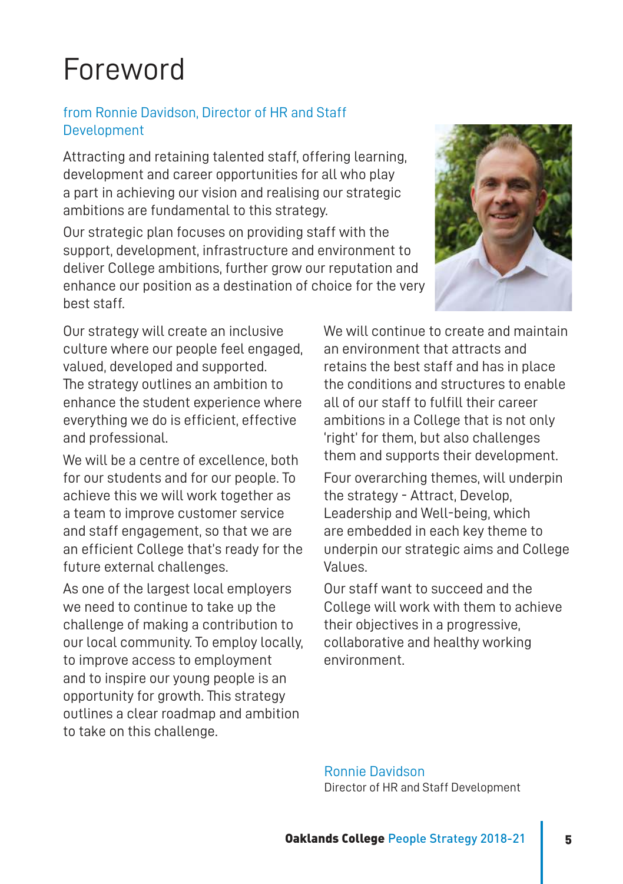# Foreword

from Ronnie Davidson, Director of HR and Staff Development

Attracting and retaining talented staff, offering learning, development and career opportunities for all who play a part in achieving our vision and realising our strategic ambitions are fundamental to this strategy.

Our strategic plan focuses on providing staff with the support, development, infrastructure and environment to deliver College ambitions, further grow our reputation and enhance our position as a destination of choice for the very best staff.

Our strategy will create an inclusive culture where our people feel engaged, valued, developed and supported. The strategy outlines an ambition to enhance the student experience where everything we do is efficient, effective and professional.

We will be a centre of excellence, both for our students and for our people. To achieve this we will work together as a team to improve customer service and staff engagement, so that we are an efficient College that's ready for the future external challenges.

As one of the largest local employers we need to continue to take up the challenge of making a contribution to our local community. To employ locally, to improve access to employment and to inspire our young people is an opportunity for growth. This strategy outlines a clear roadmap and ambition to take on this challenge.

We will continue to create and maintain an environment that attracts and retains the best staff and has in place the conditions and structures to enable all of our staff to fulfill their career ambitions in a College that is not only 'right' for them, but also challenges them and supports their development.

Four overarching themes, will underpin the strategy - Attract, Develop, Leadership and Well-being, which are embedded in each key theme to underpin our strategic aims and College Values.

Our staff want to succeed and the College will work with them to achieve their objectives in a progressive, collaborative and healthy working environment.

Ronnie Davidson
Director of HR and Staff Development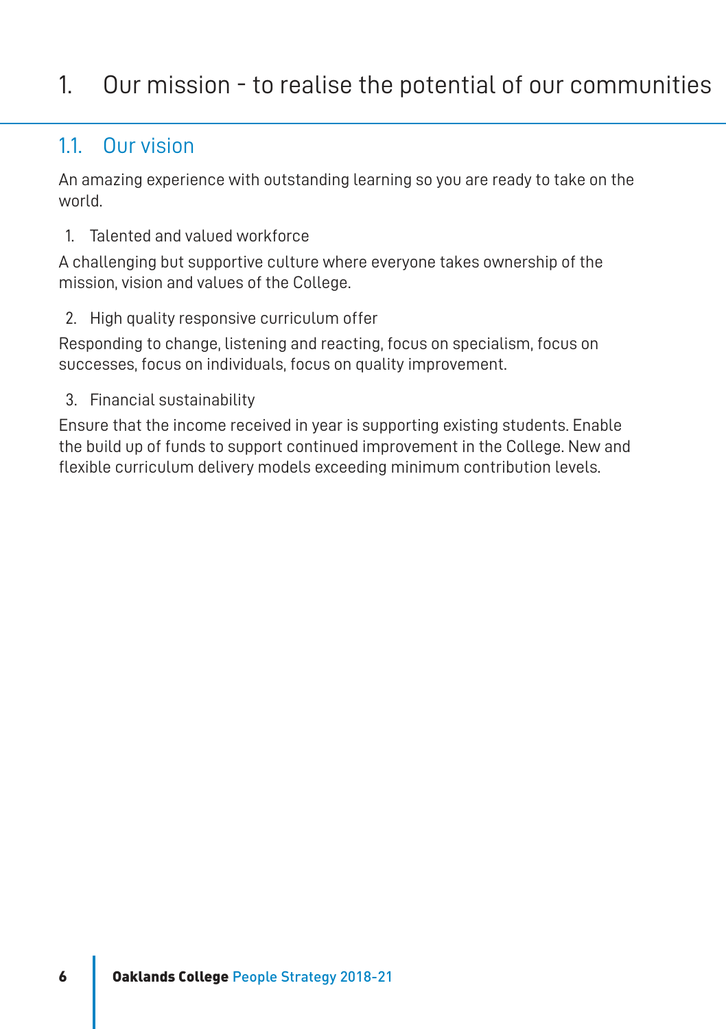# 1. Our mission - to realise the potential of our communities

## 1.1. Our vision

An amazing experience with outstanding learning so you are ready to take on the world.

1. Talented and valued workforce

A challenging but supportive culture where everyone takes ownership of the mission, vision and values of the College.

2. High quality responsive curriculum offer

Responding to change, listening and reacting, focus on specialism, focus on successes, focus on individuals, focus on quality improvement.

3. Financial sustainability

Ensure that the income received in year is supporting existing students. Enable the build up of funds to support continued improvement in the College. New and flexible curriculum delivery models exceeding minimum contribution levels.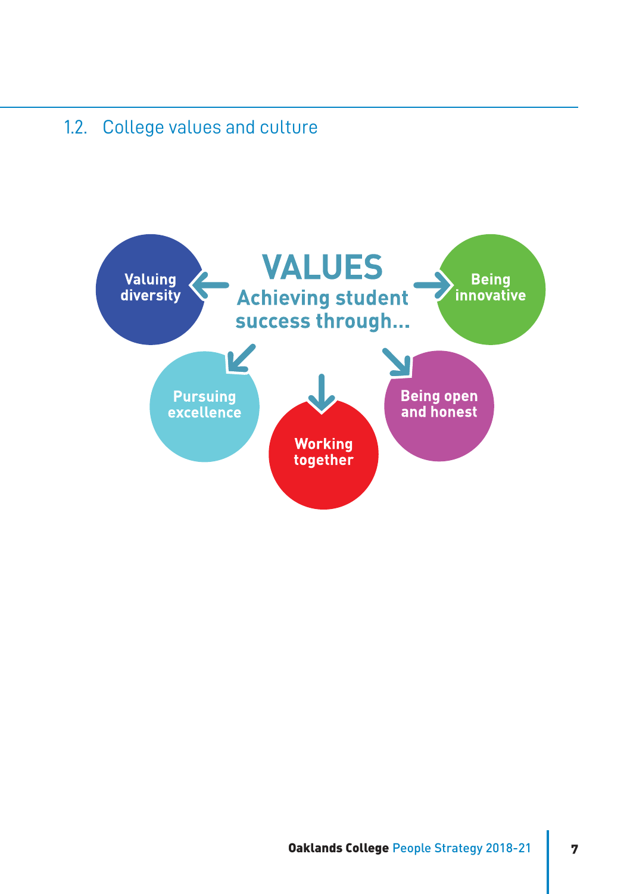## 1.2. College values and culture

**VALUES**

**Achieving student success through...**

- Valuing diversity
- Being innovative
- Pursuing excellence
- Working together
- Being open and honest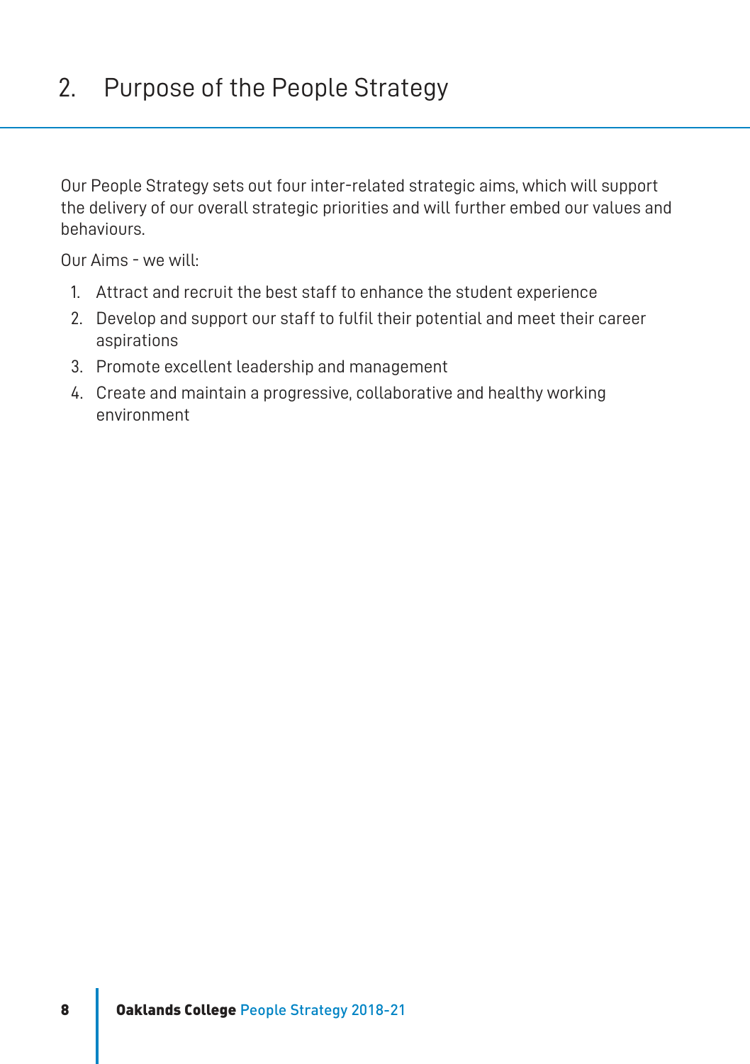## 2. Purpose of the People Strategy

Our People Strategy sets out four inter-related strategic aims, which will support the delivery of our overall strategic priorities and will further embed our values and behaviours.

Our Aims - we will:

1. Attract and recruit the best staff to enhance the student experience
2. Develop and support our staff to fulfil their potential and meet their career aspirations
3. Promote excellent leadership and management
4. Create and maintain a progressive, collaborative and healthy working environment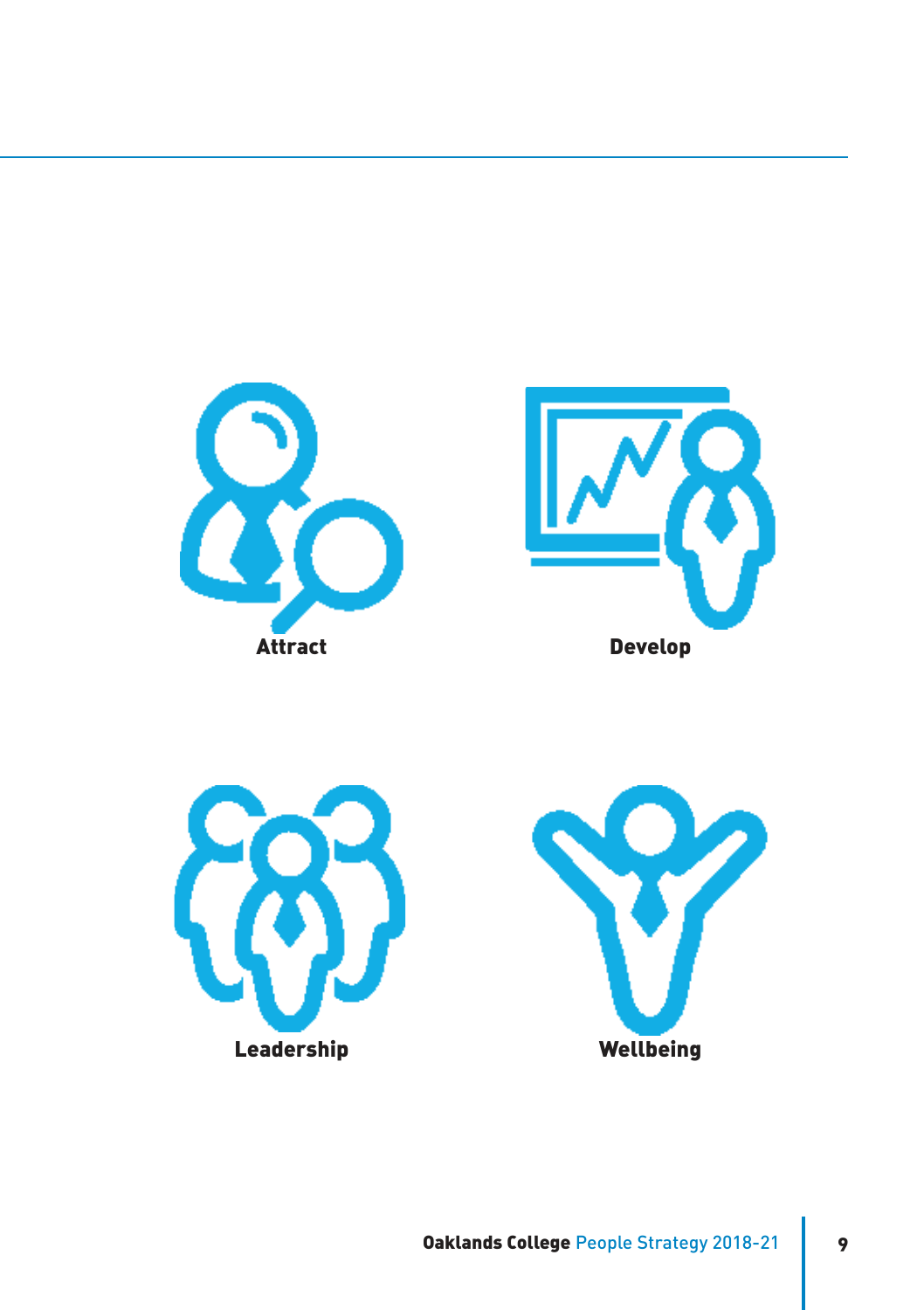Attract

Develop

Leadership

Wellbeing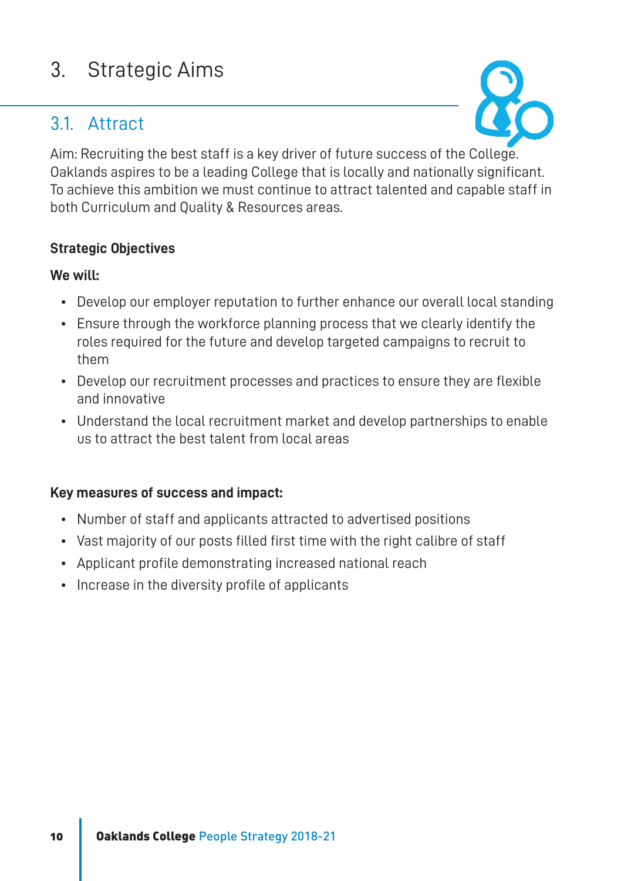# 3. Strategic Aims

## 3.1. Attract

Aim: Recruiting the best staff is a key driver of future success of the College. Oaklands aspires to be a leading College that is locally and nationally significant. To achieve this ambition we must continue to attract talented and capable staff in both Curriculum and Quality & Resources areas.

**Strategic Objectives**

**We will:**

- Develop our employer reputation to further enhance our overall local standing
- Ensure through the workforce planning process that we clearly identify the roles required for the future and develop targeted campaigns to recruit to them
- Develop our recruitment processes and practices to ensure they are flexible and innovative
- Understand the local recruitment market and develop partnerships to enable us to attract the best talent from local areas

**Key measures of success and impact:**

- Number of staff and applicants attracted to advertised positions
- Vast majority of our posts filled first time with the right calibre of staff
- Applicant profile demonstrating increased national reach
- Increase in the diversity profile of applicants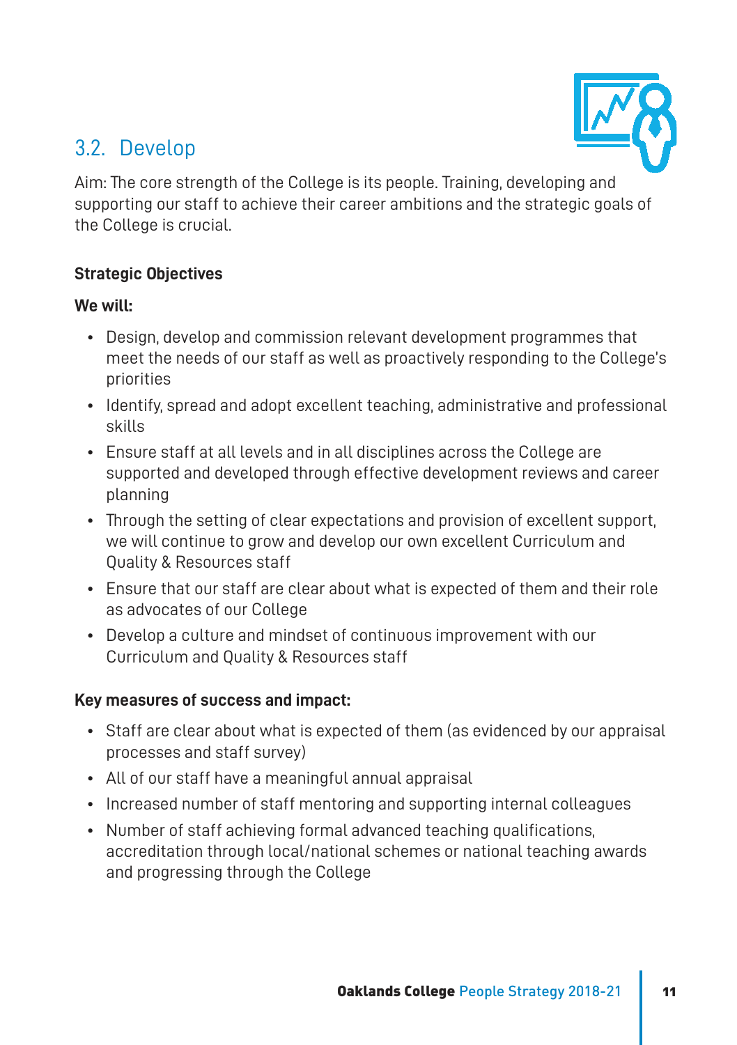## 3.2. Develop

Aim: The core strength of the College is its people. Training, developing and supporting our staff to achieve their career ambitions and the strategic goals of the College is crucial.

**Strategic Objectives**

**We will:**

- Design, develop and commission relevant development programmes that meet the needs of our staff as well as proactively responding to the College's priorities
- Identify, spread and adopt excellent teaching, administrative and professional skills
- Ensure staff at all levels and in all disciplines across the College are supported and developed through effective development reviews and career planning
- Through the setting of clear expectations and provision of excellent support, we will continue to grow and develop our own excellent Curriculum and Quality & Resources staff
- Ensure that our staff are clear about what is expected of them and their role as advocates of our College
- Develop a culture and mindset of continuous improvement with our Curriculum and Quality & Resources staff

**Key measures of success and impact:**

- Staff are clear about what is expected of them (as evidenced by our appraisal processes and staff survey)
- All of our staff have a meaningful annual appraisal
- Increased number of staff mentoring and supporting internal colleagues
- Number of staff achieving formal advanced teaching qualifications, accreditation through local/national schemes or national teaching awards and progressing through the College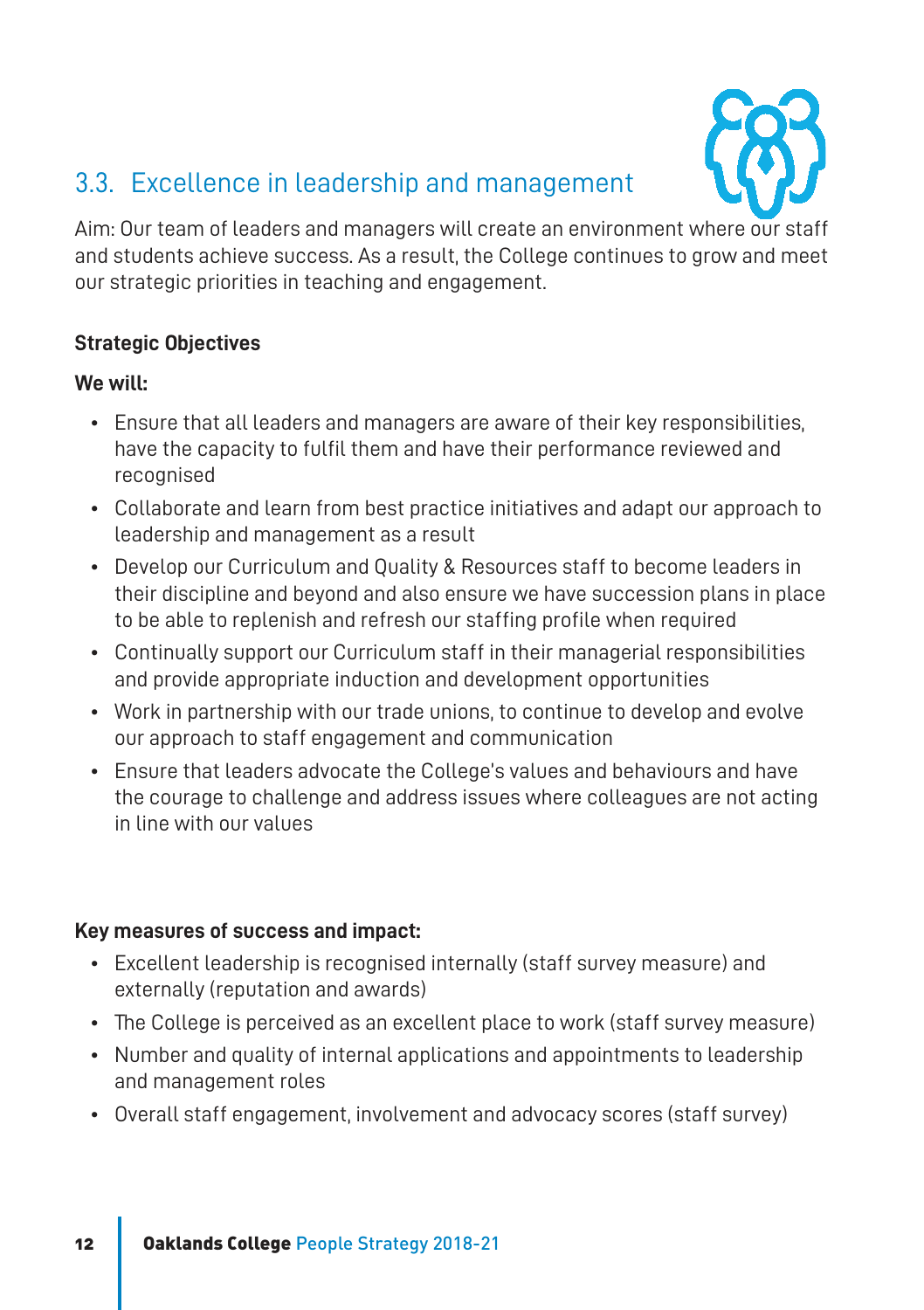## 3.3. Excellence in leadership and management

Aim: Our team of leaders and managers will create an environment where our staff and students achieve success. As a result, the College continues to grow and meet our strategic priorities in teaching and engagement.

**Strategic Objectives**

**We will:**

- Ensure that all leaders and managers are aware of their key responsibilities, have the capacity to fulfil them and have their performance reviewed and recognised
- Collaborate and learn from best practice initiatives and adapt our approach to leadership and management as a result
- Develop our Curriculum and Quality & Resources staff to become leaders in their discipline and beyond and also ensure we have succession plans in place to be able to replenish and refresh our staffing profile when required
- Continually support our Curriculum staff in their managerial responsibilities and provide appropriate induction and development opportunities
- Work in partnership with our trade unions, to continue to develop and evolve our approach to staff engagement and communication
- Ensure that leaders advocate the College's values and behaviours and have the courage to challenge and address issues where colleagues are not acting in line with our values

**Key measures of success and impact:**

- Excellent leadership is recognised internally (staff survey measure) and externally (reputation and awards)
- The College is perceived as an excellent place to work (staff survey measure)
- Number and quality of internal applications and appointments to leadership and management roles
- Overall staff engagement, involvement and advocacy scores (staff survey)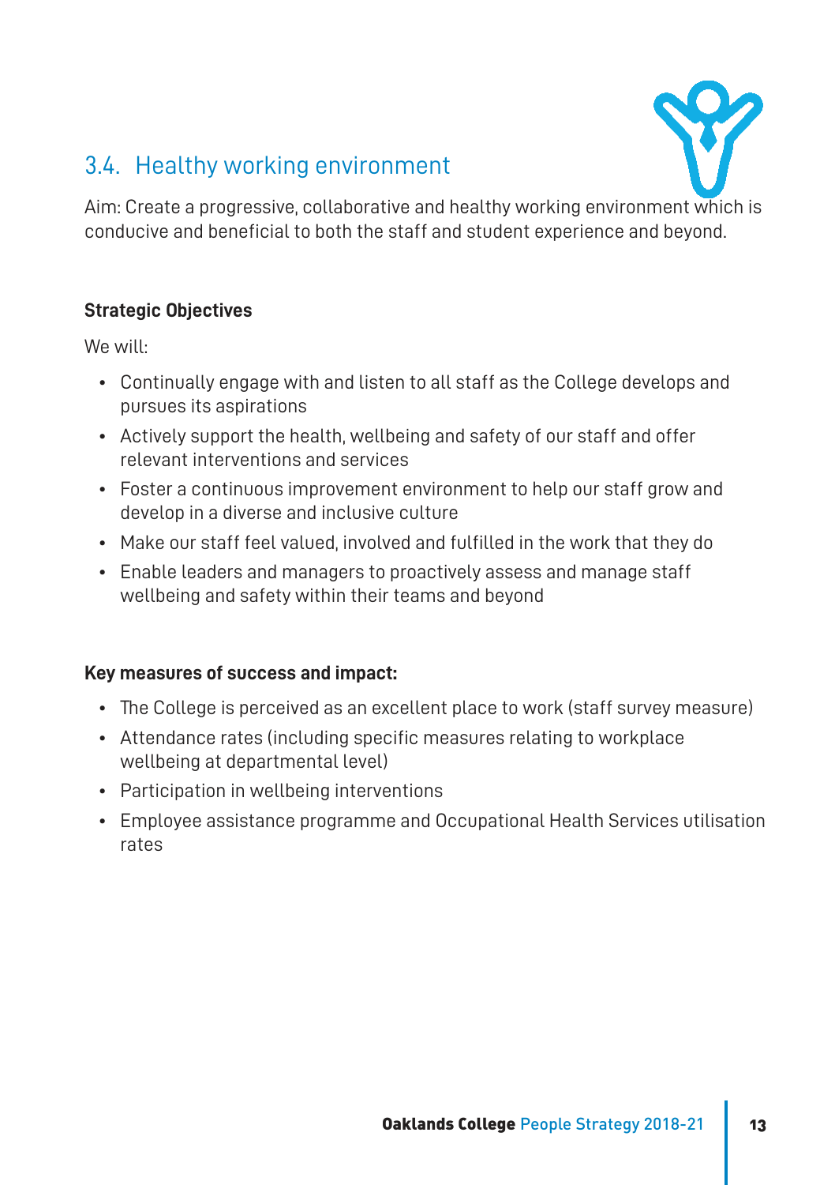## 3.4. Healthy working environment

Aim: Create a progressive, collaborative and healthy working environment which is conducive and beneficial to both the staff and student experience and beyond.

**Strategic Objectives**

We will:

- Continually engage with and listen to all staff as the College develops and pursues its aspirations
- Actively support the health, wellbeing and safety of our staff and offer relevant interventions and services
- Foster a continuous improvement environment to help our staff grow and develop in a diverse and inclusive culture
- Make our staff feel valued, involved and fulfilled in the work that they do
- Enable leaders and managers to proactively assess and manage staff wellbeing and safety within their teams and beyond

**Key measures of success and impact:**

- The College is perceived as an excellent place to work (staff survey measure)
- Attendance rates (including specific measures relating to workplace wellbeing at departmental level)
- Participation in wellbeing interventions
- Employee assistance programme and Occupational Health Services utilisation rates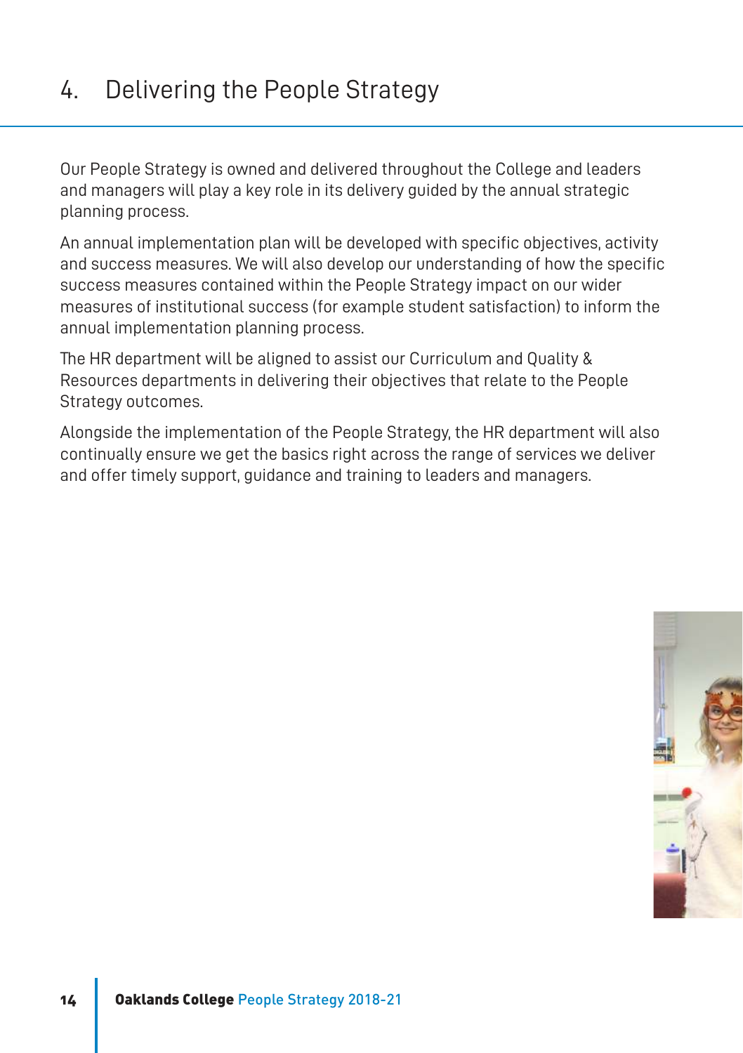# 4. Delivering the People Strategy

Our People Strategy is owned and delivered throughout the College and leaders and managers will play a key role in its delivery guided by the annual strategic planning process.

An annual implementation plan will be developed with specific objectives, activity and success measures. We will also develop our understanding of how the specific success measures contained within the People Strategy impact on our wider measures of institutional success (for example student satisfaction) to inform the annual implementation planning process.

The HR department will be aligned to assist our Curriculum and Quality & Resources departments in delivering their objectives that relate to the People Strategy outcomes.

Alongside the implementation of the People Strategy, the HR department will also continually ensure we get the basics right across the range of services we deliver and offer timely support, guidance and training to leaders and managers.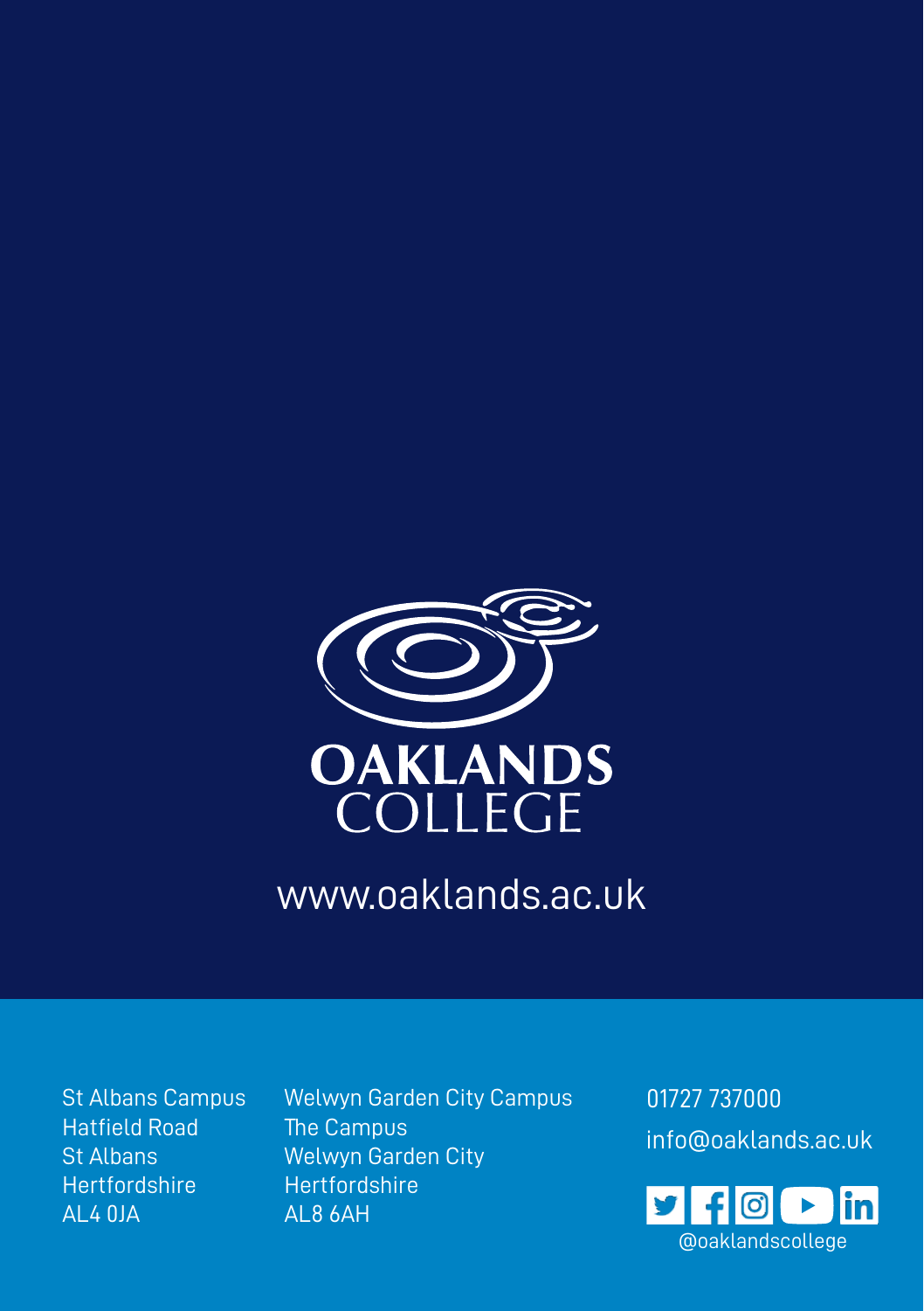OAKLANDS
COLLEGE

www.oaklands.ac.uk

St Albans Campus
Hatfield Road
St Albans
Hertfordshire
AL4 0JA

Welwyn Garden City Campus
The Campus
Welwyn Garden City
Hertfordshire
AL8 6AH

01727 737000

info@oaklands.ac.uk

@oaklandscollege